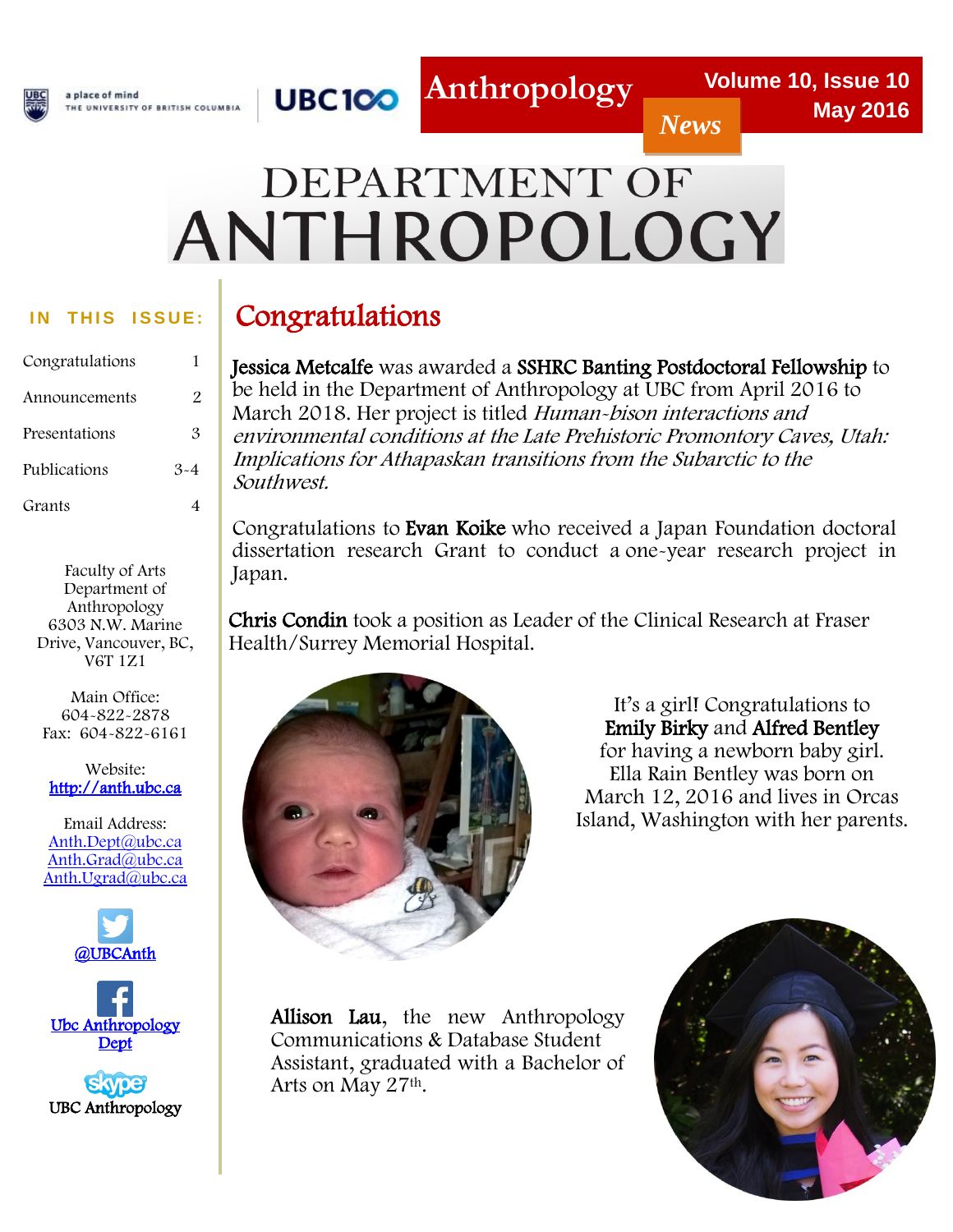# Anthropology *News*

**Volume 10, Issue 10**
**May 2016**

# DEPARTMENT OF ANTHROPOLOGY

**IN THIS ISSUE:**

| | |
|---|---|
| Congratulations | 1 |
| Announcements | 2 |
| Presentations | 3 |
| Publications | 3-4 |
| Grants | 4 |

Faculty of Arts
Department of Anthropology
6303 N.W. Marine Drive, Vancouver, BC, V6T 1Z1

Main Office: 604-822-2878
Fax: 604-822-6161

Website:
[http://anth.ubc.ca](http://anth.ubc.ca)

Email Address:
Anth.Dept@ubc.ca
Anth.Grad@ubc.ca
Anth.Ugrad@ubc.ca

@UBCAnth

Ubc Anthropology Dept

UBC Anthropology

## Congratulations

**Jessica Metcalfe** was awarded a **SSHRC Banting Postdoctoral Fellowship** to be held in the Department of Anthropology at UBC from April 2016 to March 2018. Her project is titled *Human-bison interactions and environmental conditions at the Late Prehistoric Promontory Caves, Utah: Implications for Athapaskan transitions from the Subarctic to the Southwest.*

Congratulations to **Evan Koike** who received a Japan Foundation doctoral dissertation research Grant to conduct a one-year research project in Japan.

**Chris Condin** took a position as Leader of the Clinical Research at Fraser Health/Surrey Memorial Hospital.

It's a girl! Congratulations to **Emily Birky** and **Alfred Bentley** for having a newborn baby girl. Ella Rain Bentley was born on March 12, 2016 and lives in Orcas Island, Washington with her parents.

**Allison Lau**, the new Anthropology Communications & Database Student Assistant, graduated with a Bachelor of Arts on May 27th.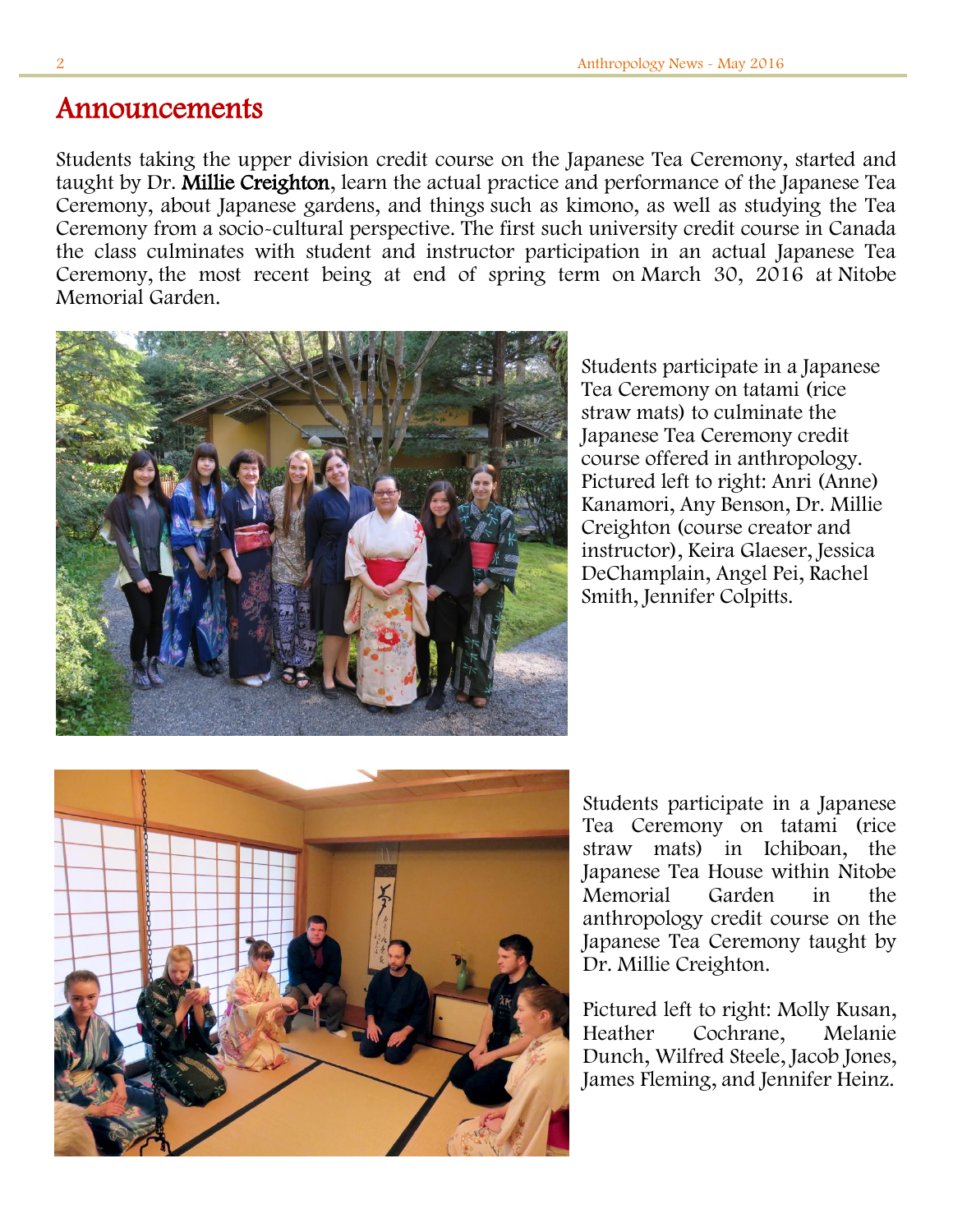# Announcements

Students taking the upper division credit course on the Japanese Tea Ceremony, started and taught by Dr. **Millie Creighton**, learn the actual practice and performance of the Japanese Tea Ceremony, about Japanese gardens, and things such as kimono, as well as studying the Tea Ceremony from a socio-cultural perspective. The first such university credit course in Canada the class culminates with student and instructor participation in an actual Japanese Tea Ceremony, the most recent being at end of spring term on March 30, 2016 at Nitobe Memorial Garden.

Students participate in a Japanese Tea Ceremony on tatami (rice straw mats) to culminate the Japanese Tea Ceremony credit course offered in anthropology. Pictured left to right: Anri (Anne) Kanamori, Any Benson, Dr. Millie Creighton (course creator and instructor), Keira Glaeser, Jessica DeChamplain, Angel Pei, Rachel Smith, Jennifer Colpitts.

Students participate in a Japanese Tea Ceremony on tatami (rice straw mats) in Ichiboan, the Japanese Tea House within Nitobe Memorial Garden in the anthropology credit course on the Japanese Tea Ceremony taught by Dr. Millie Creighton.

Pictured left to right: Molly Kusan, Heather Cochrane, Melanie Dunch, Wilfred Steele, Jacob Jones, James Fleming, and Jennifer Heinz.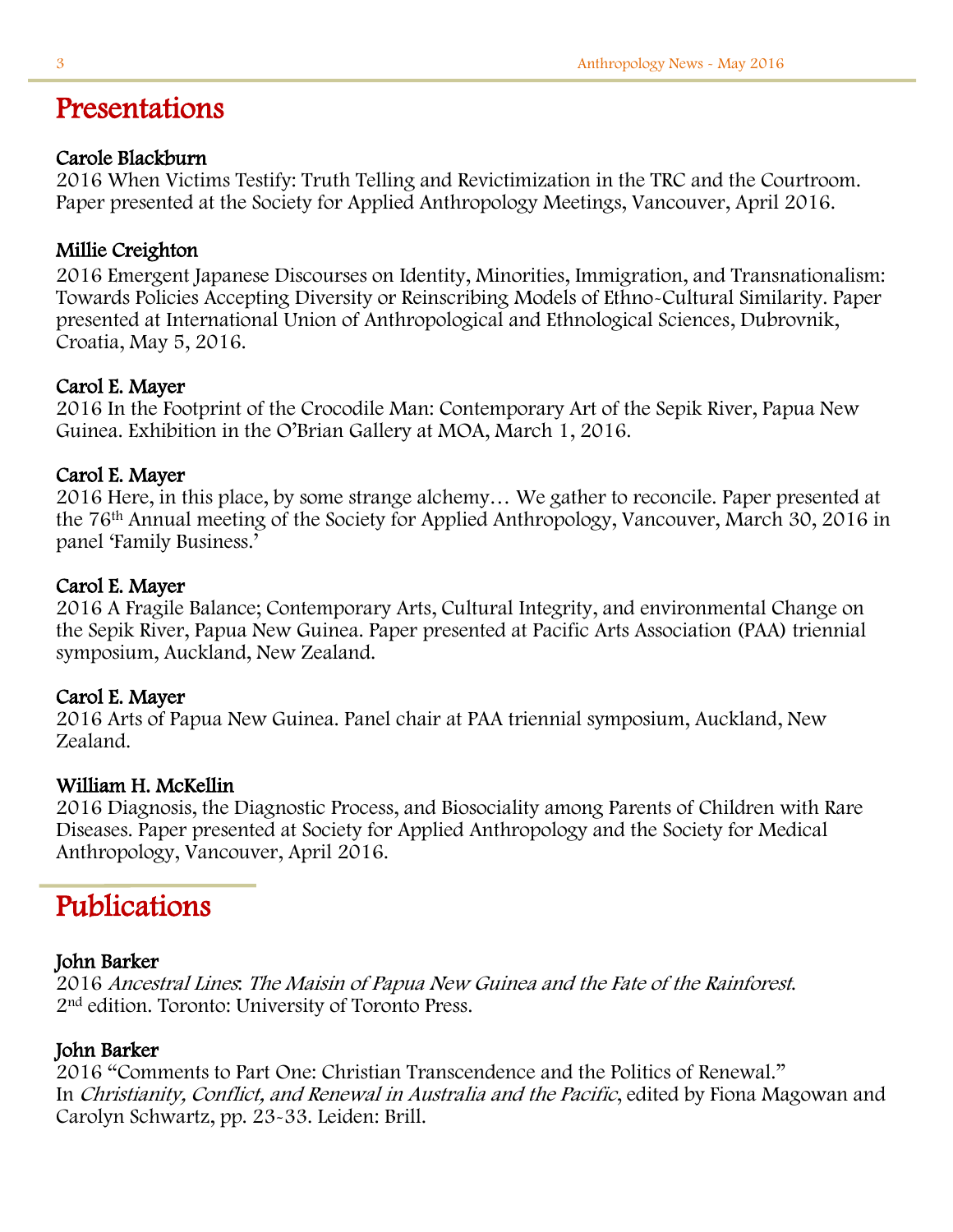# Presentations

**Carole Blackburn**
2016 When Victims Testify: Truth Telling and Revictimization in the TRC and the Courtroom. Paper presented at the Society for Applied Anthropology Meetings, Vancouver, April 2016.

**Millie Creighton**
2016 Emergent Japanese Discourses on Identity, Minorities, Immigration, and Transnationalism: Towards Policies Accepting Diversity or Reinscribing Models of Ethno-Cultural Similarity. Paper presented at International Union of Anthropological and Ethnological Sciences, Dubrovnik, Croatia, May 5, 2016.

**Carol E. Mayer**
2016 In the Footprint of the Crocodile Man: Contemporary Art of the Sepik River, Papua New Guinea. Exhibition in the O'Brian Gallery at MOA, March 1, 2016.

**Carol E. Mayer**
2016 Here, in this place, by some strange alchemy… We gather to reconcile. Paper presented at the 76th Annual meeting of the Society for Applied Anthropology, Vancouver, March 30, 2016 in panel 'Family Business.'

**Carol E. Mayer**
2016 A Fragile Balance; Contemporary Arts, Cultural Integrity, and environmental Change on the Sepik River, Papua New Guinea. Paper presented at Pacific Arts Association (PAA) triennial symposium, Auckland, New Zealand.

**Carol E. Mayer**
2016 Arts of Papua New Guinea. Panel chair at PAA triennial symposium, Auckland, New Zealand.

**William H. McKellin**
2016 Diagnosis, the Diagnostic Process, and Biosociality among Parents of Children with Rare Diseases. Paper presented at Society for Applied Anthropology and the Society for Medical Anthropology, Vancouver, April 2016.

# Publications

**John Barker**
2016 *Ancestral Lines: The Maisin of Papua New Guinea and the Fate of the Rainforest.* 2nd edition. Toronto: University of Toronto Press.

**John Barker**
2016 "Comments to Part One: Christian Transcendence and the Politics of Renewal." In *Christianity, Conflict, and Renewal in Australia and the Pacific*, edited by Fiona Magowan and Carolyn Schwartz, pp. 23-33. Leiden: Brill.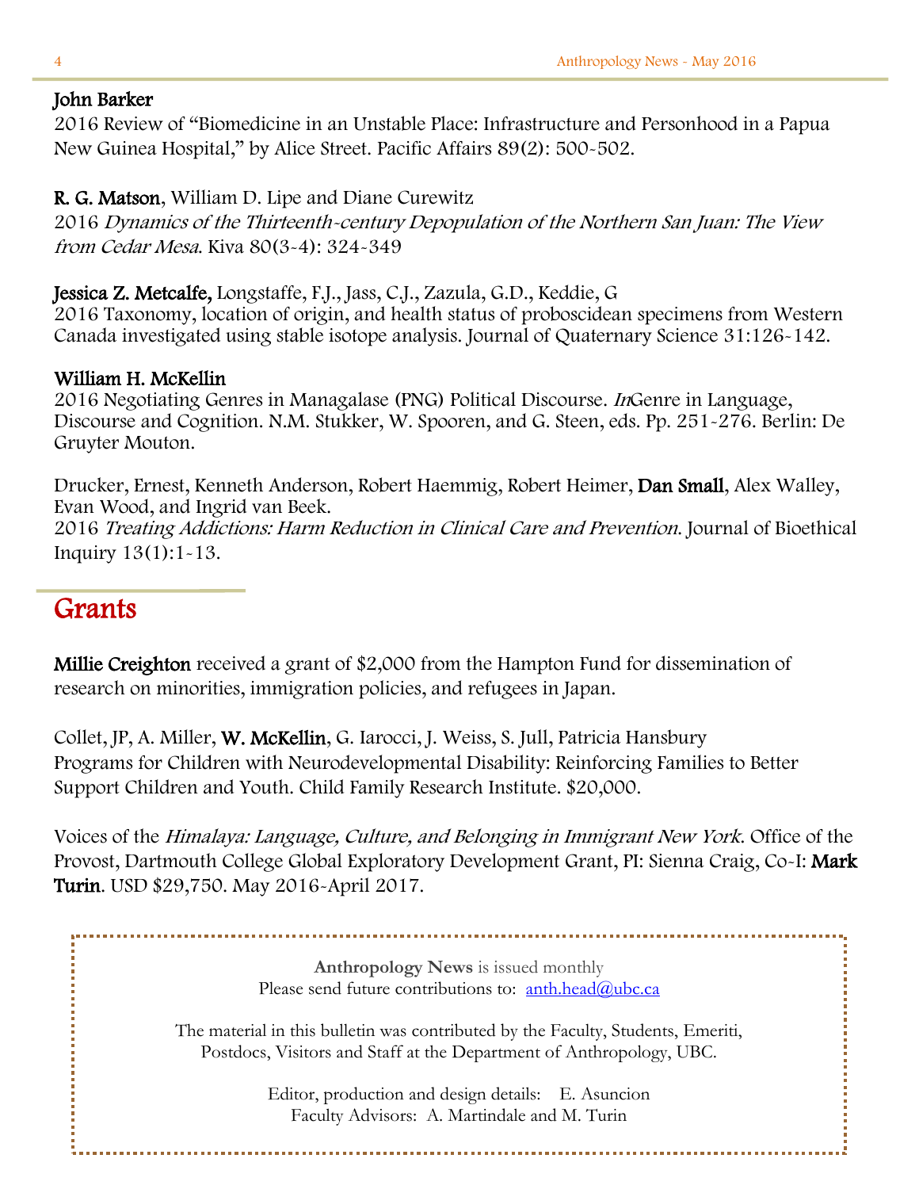**John Barker**
2016 Review of "Biomedicine in an Unstable Place: Infrastructure and Personhood in a Papua New Guinea Hospital," by Alice Street. Pacific Affairs 89(2): 500-502.

**R. G. Matson**, William D. Lipe and Diane Curewitz
2016 *Dynamics of the Thirteenth-century Depopulation of the Northern San Juan: The View from Cedar Mesa*. Kiva 80(3-4): 324-349

**Jessica Z. Metcalfe,** Longstaffe, F.J., Jass, C.J., Zazula, G.D., Keddie, G
2016 Taxonomy, location of origin, and health status of proboscidean specimens from Western Canada investigated using stable isotope analysis. Journal of Quaternary Science 31:126-142.

**William H. McKellin**
2016 Negotiating Genres in Managalase (PNG) Political Discourse. *In* Genre in Language, Discourse and Cognition. N.M. Stukker, W. Spooren, and G. Steen, eds. Pp. 251-276. Berlin: De Gruyter Mouton.

Drucker, Ernest, Kenneth Anderson, Robert Haemmig, Robert Heimer, **Dan Small**, Alex Walley, Evan Wood, and Ingrid van Beek.
2016 *Treating Addictions: Harm Reduction in Clinical Care and Prevention*. Journal of Bioethical Inquiry 13(1):1-13.

## Grants

**Millie Creighton** received a grant of $2,000 from the Hampton Fund for dissemination of research on minorities, immigration policies, and refugees in Japan.

Collet, JP, A. Miller, **W. McKellin**, G. Iarocci, J. Weiss, S. Jull, Patricia Hansbury
Programs for Children with Neurodevelopmental Disability: Reinforcing Families to Better Support Children and Youth. Child Family Research Institute. $20,000.

Voices of the *Himalaya: Language, Culture, and Belonging in Immigrant New York*. Office of the Provost, Dartmouth College Global Exploratory Development Grant, PI: Sienna Craig, Co-I: **Mark Turin**. USD $29,750. May 2016-April 2017.

**Anthropology News** is issued monthly
Please send future contributions to: anth.head@ubc.ca

The material in this bulletin was contributed by the Faculty, Students, Emeriti, Postdocs, Visitors and Staff at the Department of Anthropology, UBC.

Editor, production and design details: E. Asuncion
Faculty Advisors: A. Martindale and M. Turin